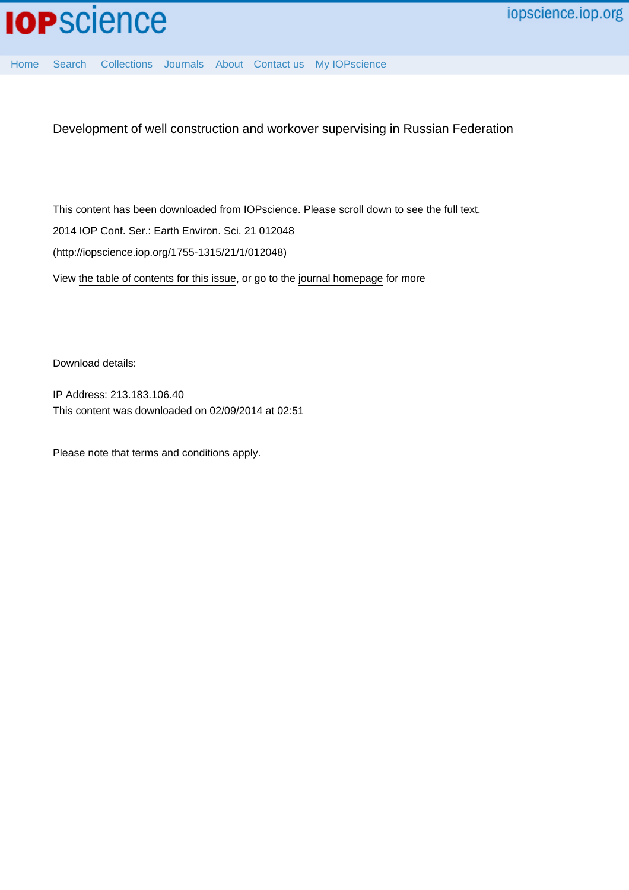# Development of well construction and workover supervising in Russian Federation

This content has been downloaded from IOPscience. Please scroll down to see the full text.

2014 IOP Conf. Ser.: Earth Environ. Sci. 21 012048

(http://iopscience.iop.org/1755-1315/21/1/012048)

View the table of contents for this issue, or go to the journal homepage for more

Download details:

IP Address: 213.183.106.40

This content was downloaded on 02/09/2014 at 02:51

Please note that terms and conditions apply.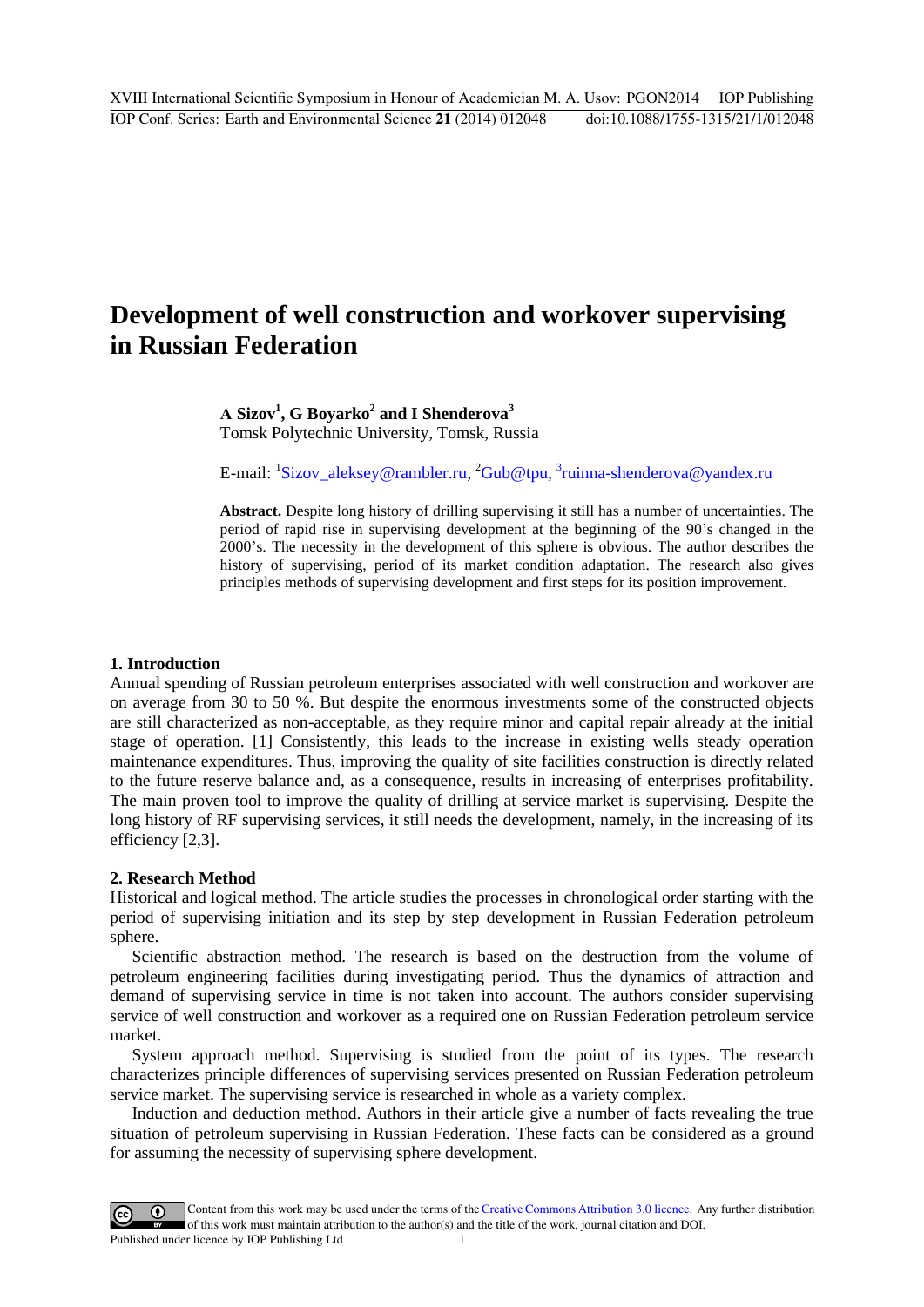# Development of well construction and workover supervising in Russian Federation

**A Sizov[1], G Boyarko[2] and I Shenderova[3]**

Tomsk Polytechnic University, Tomsk, Russia

E-mail: [1]Sizov_aleksey@rambler.ru, [2]Gub@tpu, [3]ruinna-shenderova@yandex.ru

**Abstract.** Despite long history of drilling supervising it still has a number of uncertainties. The period of rapid rise in supervising development at the beginning of the 90's changed in the 2000's. The necessity in the development of this sphere is obvious. The author describes the history of supervising, period of its market condition adaptation. The research also gives principles methods of supervising development and first steps for its position improvement.

## 1. Introduction

Annual spending of Russian petroleum enterprises associated with well construction and workover are on average from 30 to 50 %. But despite the enormous investments some of the constructed objects are still characterized as non-acceptable, as they require minor and capital repair already at the initial stage of operation. [1] Consistently, this leads to the increase in existing wells steady operation maintenance expenditures. Thus, improving the quality of site facilities construction is directly related to the future reserve balance and, as a consequence, results in increasing of enterprises profitability. The main proven tool to improve the quality of drilling at service market is supervising. Despite the long history of RF supervising services, it still needs the development, namely, in the increasing of its efficiency [2,3].

## 2. Research Method

Historical and logical method. The article studies the processes in chronological order starting with the period of supervising initiation and its step by step development in Russian Federation petroleum sphere.

Scientific abstraction method. The research is based on the destruction from the volume of petroleum engineering facilities during investigating period. Thus the dynamics of attraction and demand of supervising service in time is not taken into account. The authors consider supervising service of well construction and workover as a required one on Russian Federation petroleum service market.

System approach method. Supervising is studied from the point of its types. The research characterizes principle differences of supervising services presented on Russian Federation petroleum service market. The supervising service is researched in whole as a variety complex.

Induction and deduction method. Authors in their article give a number of facts revealing the true situation of petroleum supervising in Russian Federation. These facts can be considered as a ground for assuming the necessity of supervising sphere development.

Content from this work may be used under the terms of the Creative Commons Attribution 3.0 licence. Any further distribution of this work must maintain attribution to the author(s) and the title of the work, journal citation and DOI.
Published under licence by IOP Publishing Ltd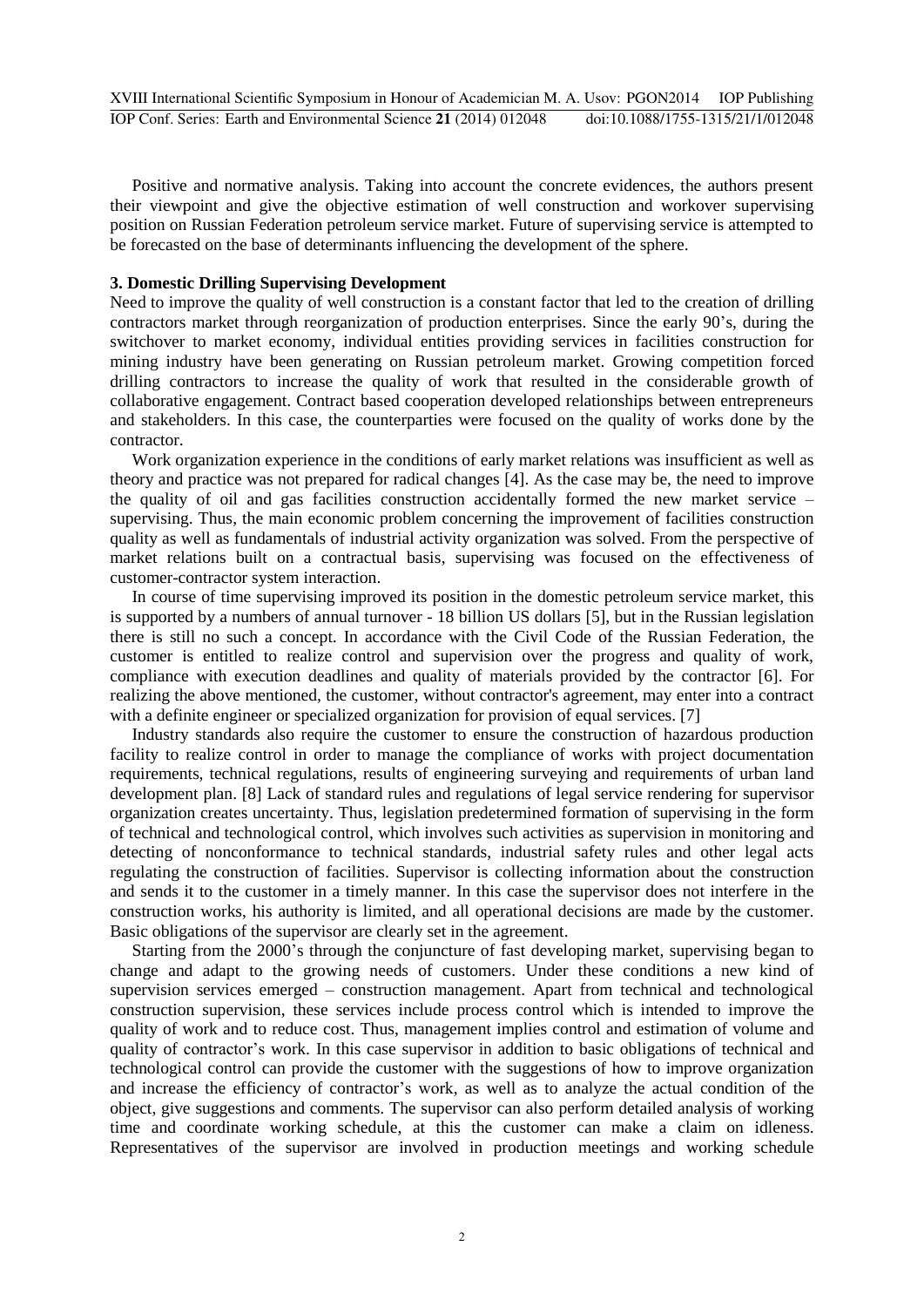Positive and normative analysis. Taking into account the concrete evidences, the authors present their viewpoint and give the objective estimation of well construction and workover supervising position on Russian Federation petroleum service market. Future of supervising service is attempted to be forecasted on the base of determinants influencing the development of the sphere.

## 3. Domestic Drilling Supervising Development

Need to improve the quality of well construction is a constant factor that led to the creation of drilling contractors market through reorganization of production enterprises. Since the early 90's, during the switchover to market economy, individual entities providing services in facilities construction for mining industry have been generating on Russian petroleum market. Growing competition forced drilling contractors to increase the quality of work that resulted in the considerable growth of collaborative engagement. Contract based cooperation developed relationships between entrepreneurs and stakeholders. In this case, the counterparties were focused on the quality of works done by the contractor.

Work organization experience in the conditions of early market relations was insufficient as well as theory and practice was not prepared for radical changes [4]. As the case may be, the need to improve the quality of oil and gas facilities construction accidentally formed the new market service – supervising. Thus, the main economic problem concerning the improvement of facilities construction quality as well as fundamentals of industrial activity organization was solved. From the perspective of market relations built on a contractual basis, supervising was focused on the effectiveness of customer-contractor system interaction.

In course of time supervising improved its position in the domestic petroleum service market, this is supported by a numbers of annual turnover - 18 billion US dollars [5], but in the Russian legislation there is still no such a concept. In accordance with the Civil Code of the Russian Federation, the customer is entitled to realize control and supervision over the progress and quality of work, compliance with execution deadlines and quality of materials provided by the contractor [6]. For realizing the above mentioned, the customer, without contractor's agreement, may enter into a contract with a definite engineer or specialized organization for provision of equal services. [7]

Industry standards also require the customer to ensure the construction of hazardous production facility to realize control in order to manage the compliance of works with project documentation requirements, technical regulations, results of engineering surveying and requirements of urban land development plan. [8] Lack of standard rules and regulations of legal service rendering for supervisor organization creates uncertainty. Thus, legislation predetermined formation of supervising in the form of technical and technological control, which involves such activities as supervision in monitoring and detecting of nonconformance to technical standards, industrial safety rules and other legal acts regulating the construction of facilities. Supervisor is collecting information about the construction and sends it to the customer in a timely manner. In this case the supervisor does not interfere in the construction works, his authority is limited, and all operational decisions are made by the customer. Basic obligations of the supervisor are clearly set in the agreement.

Starting from the 2000's through the conjuncture of fast developing market, supervising began to change and adapt to the growing needs of customers. Under these conditions a new kind of supervision services emerged – construction management. Apart from technical and technological construction supervision, these services include process control which is intended to improve the quality of work and to reduce cost. Thus, management implies control and estimation of volume and quality of contractor's work. In this case supervisor in addition to basic obligations of technical and technological control can provide the customer with the suggestions of how to improve organization and increase the efficiency of contractor's work, as well as to analyze the actual condition of the object, give suggestions and comments. The supervisor can also perform detailed analysis of working time and coordinate working schedule, at this the customer can make a claim on idleness. Representatives of the supervisor are involved in production meetings and working schedule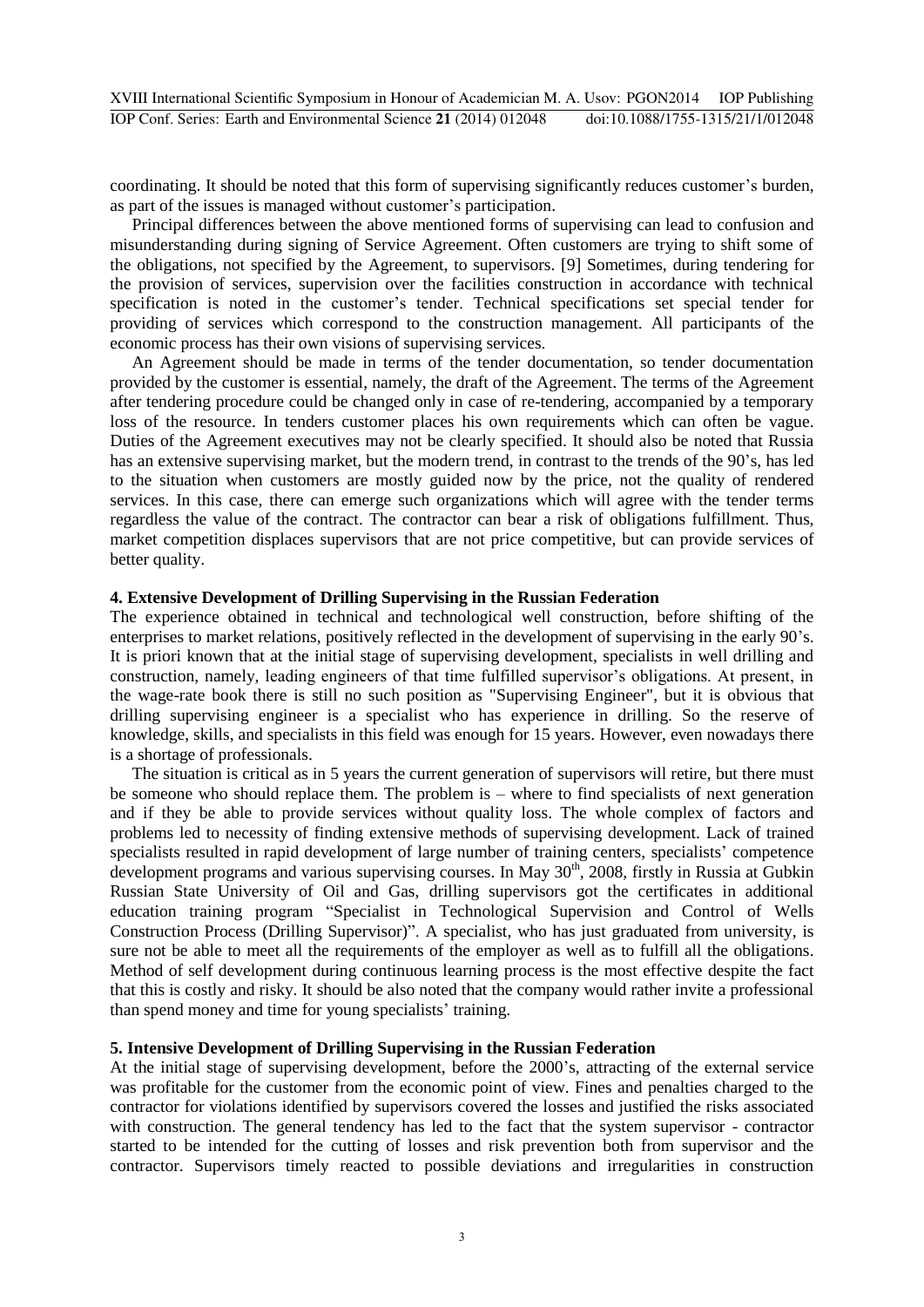coordinating. It should be noted that this form of supervising significantly reduces customer's burden, as part of the issues is managed without customer's participation.

Principal differences between the above mentioned forms of supervising can lead to confusion and misunderstanding during signing of Service Agreement. Often customers are trying to shift some of the obligations, not specified by the Agreement, to supervisors. [9] Sometimes, during tendering for the provision of services, supervision over the facilities construction in accordance with technical specification is noted in the customer's tender. Technical specifications set special tender for providing of services which correspond to the construction management. All participants of the economic process has their own visions of supervising services.

An Agreement should be made in terms of the tender documentation, so tender documentation provided by the customer is essential, namely, the draft of the Agreement. The terms of the Agreement after tendering procedure could be changed only in case of re-tendering, accompanied by a temporary loss of the resource. In tenders customer places his own requirements which can often be vague. Duties of the Agreement executives may not be clearly specified. It should also be noted that Russia has an extensive supervising market, but the modern trend, in contrast to the trends of the 90's, has led to the situation when customers are mostly guided now by the price, not the quality of rendered services. In this case, there can emerge such organizations which will agree with the tender terms regardless the value of the contract. The contractor can bear a risk of obligations fulfillment. Thus, market competition displaces supervisors that are not price competitive, but can provide services of better quality.

## 4. Extensive Development of Drilling Supervising in the Russian Federation

The experience obtained in technical and technological well construction, before shifting of the enterprises to market relations, positively reflected in the development of supervising in the early 90's. It is priori known that at the initial stage of supervising development, specialists in well drilling and construction, namely, leading engineers of that time fulfilled supervisor's obligations. At present, in the wage-rate book there is still no such position as "Supervising Engineer", but it is obvious that drilling supervising engineer is a specialist who has experience in drilling. So the reserve of knowledge, skills, and specialists in this field was enough for 15 years. However, even nowadays there is a shortage of professionals.

The situation is critical as in 5 years the current generation of supervisors will retire, but there must be someone who should replace them. The problem is – where to find specialists of next generation and if they be able to provide services without quality loss. The whole complex of factors and problems led to necessity of finding extensive methods of supervising development. Lack of trained specialists resulted in rapid development of large number of training centers, specialists' competence development programs and various supervising courses. In May 30th, 2008, firstly in Russia at Gubkin Russian State University of Oil and Gas, drilling supervisors got the certificates in additional education training program "Specialist in Technological Supervision and Control of Wells Construction Process (Drilling Supervisor)". A specialist, who has just graduated from university, is sure not be able to meet all the requirements of the employer as well as to fulfill all the obligations. Method of self development during continuous learning process is the most effective despite the fact that this is costly and risky. It should be also noted that the company would rather invite a professional than spend money and time for young specialists' training.

## 5. Intensive Development of Drilling Supervising in the Russian Federation

At the initial stage of supervising development, before the 2000's, attracting of the external service was profitable for the customer from the economic point of view. Fines and penalties charged to the contractor for violations identified by supervisors covered the losses and justified the risks associated with construction. The general tendency has led to the fact that the system supervisor - contractor started to be intended for the cutting of losses and risk prevention both from supervisor and the contractor. Supervisors timely reacted to possible deviations and irregularities in construction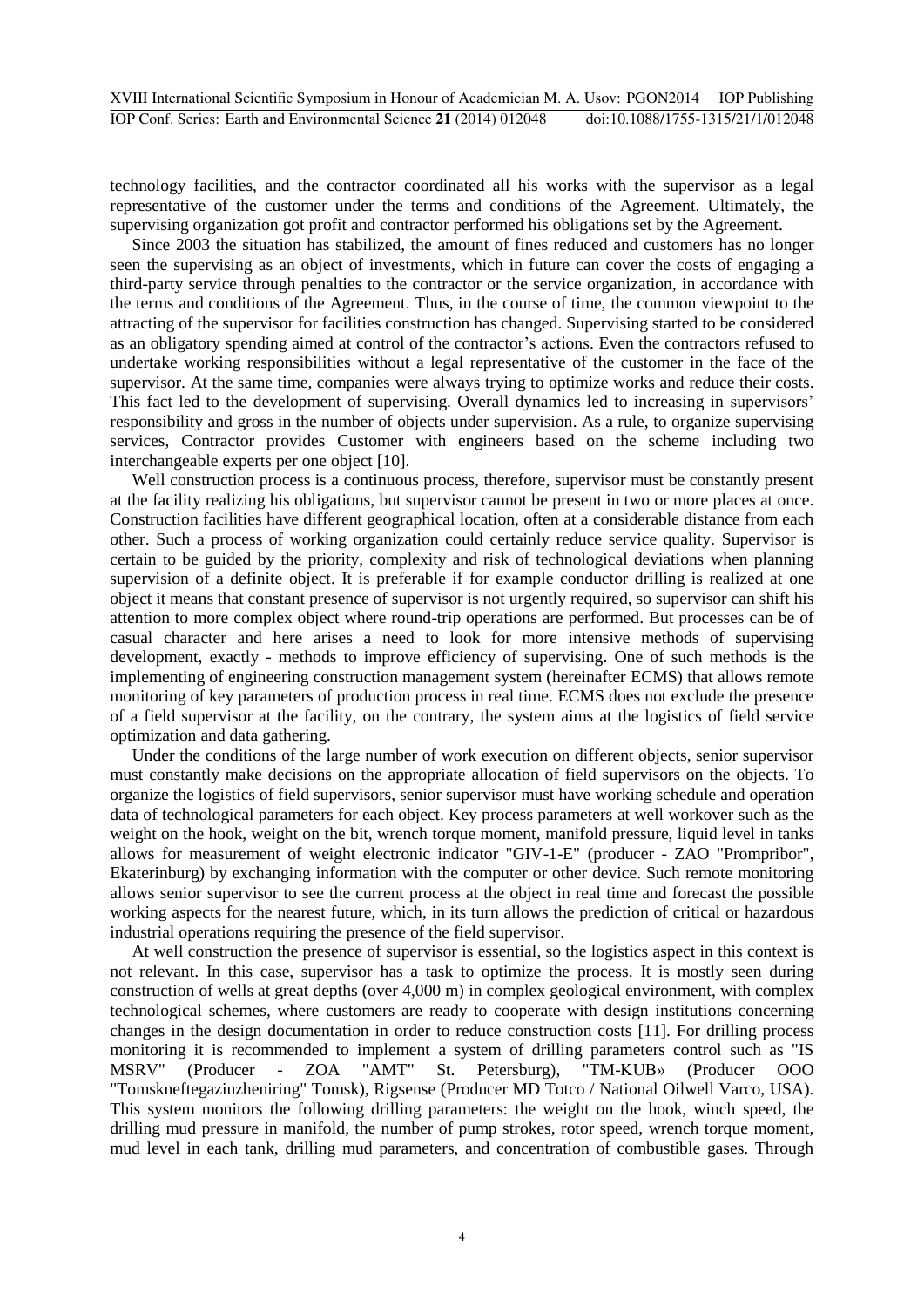technology facilities, and the contractor coordinated all his works with the supervisor as a legal representative of the customer under the terms and conditions of the Agreement. Ultimately, the supervising organization got profit and contractor performed his obligations set by the Agreement.

Since 2003 the situation has stabilized, the amount of fines reduced and customers has no longer seen the supervising as an object of investments, which in future can cover the costs of engaging a third-party service through penalties to the contractor or the service organization, in accordance with the terms and conditions of the Agreement. Thus, in the course of time, the common viewpoint to the attracting of the supervisor for facilities construction has changed. Supervising started to be considered as an obligatory spending aimed at control of the contractor's actions. Even the contractors refused to undertake working responsibilities without a legal representative of the customer in the face of the supervisor. At the same time, companies were always trying to optimize works and reduce their costs. This fact led to the development of supervising. Overall dynamics led to increasing in supervisors' responsibility and gross in the number of objects under supervision. As a rule, to organize supervising services, Contractor provides Customer with engineers based on the scheme including two interchangeable experts per one object [10].

Well construction process is a continuous process, therefore, supervisor must be constantly present at the facility realizing his obligations, but supervisor cannot be present in two or more places at once. Construction facilities have different geographical location, often at a considerable distance from each other. Such a process of working organization could certainly reduce service quality. Supervisor is certain to be guided by the priority, complexity and risk of technological deviations when planning supervision of a definite object. It is preferable if for example conductor drilling is realized at one object it means that constant presence of supervisor is not urgently required, so supervisor can shift his attention to more complex object where round-trip operations are performed. But processes can be of casual character and here arises a need to look for more intensive methods of supervising development, exactly - methods to improve efficiency of supervising. One of such methods is the implementing of engineering construction management system (hereinafter ECMS) that allows remote monitoring of key parameters of production process in real time. ECMS does not exclude the presence of a field supervisor at the facility, on the contrary, the system aims at the logistics of field service optimization and data gathering.

Under the conditions of the large number of work execution on different objects, senior supervisor must constantly make decisions on the appropriate allocation of field supervisors on the objects. To organize the logistics of field supervisors, senior supervisor must have working schedule and operation data of technological parameters for each object. Key process parameters at well workover such as the weight on the hook, weight on the bit, wrench torque moment, manifold pressure, liquid level in tanks allows for measurement of weight electronic indicator "GIV-1-E" (producer - ZAO "Prompribor", Ekaterinburg) by exchanging information with the computer or other device. Such remote monitoring allows senior supervisor to see the current process at the object in real time and forecast the possible working aspects for the nearest future, which, in its turn allows the prediction of critical or hazardous industrial operations requiring the presence of the field supervisor.

At well construction the presence of supervisor is essential, so the logistics aspect in this context is not relevant. In this case, supervisor has a task to optimize the process. It is mostly seen during construction of wells at great depths (over 4,000 m) in complex geological environment, with complex technological schemes, where customers are ready to cooperate with design institutions concerning changes in the design documentation in order to reduce construction costs [11]. For drilling process monitoring it is recommended to implement a system of drilling parameters control such as "IS MSRV" (Producer - ZOA "AMT" St. Petersburg), "TM-KUB» (Producer OOO "Tomskneftegazinzheniring" Tomsk), Rigsense (Producer MD Totco / National Oilwell Varco, USA). This system monitors the following drilling parameters: the weight on the hook, winch speed, the drilling mud pressure in manifold, the number of pump strokes, rotor speed, wrench torque moment, mud level in each tank, drilling mud parameters, and concentration of combustible gases. Through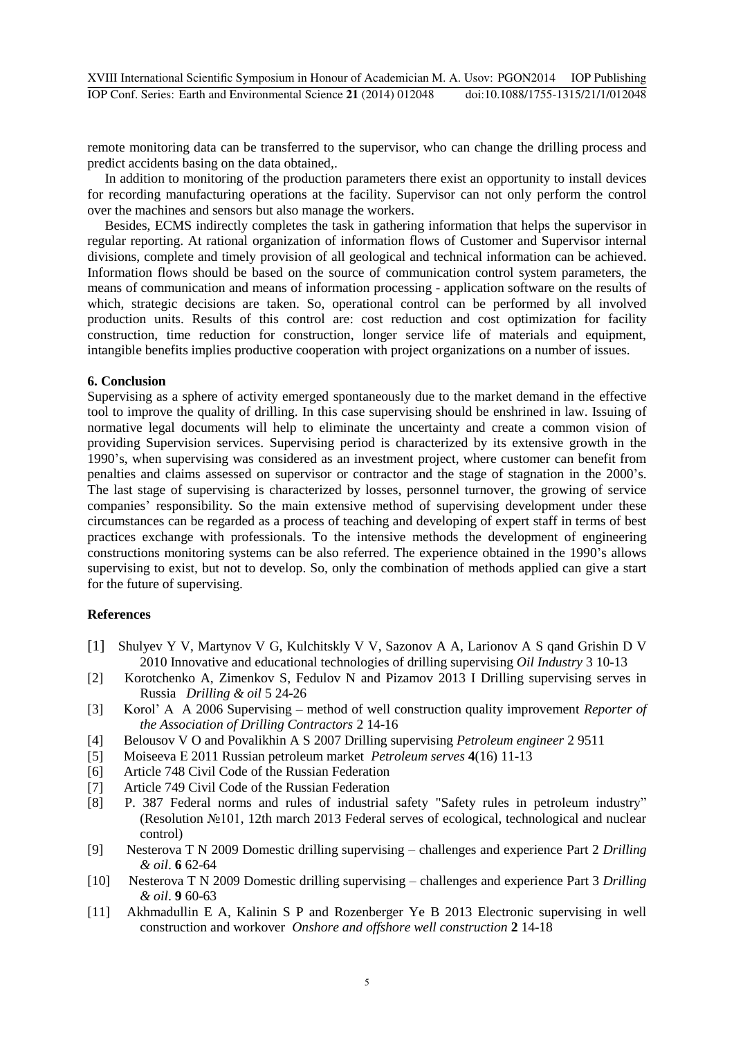remote monitoring data can be transferred to the supervisor, who can change the drilling process and predict accidents basing on the data obtained,.

In addition to monitoring of the production parameters there exist an opportunity to install devices for recording manufacturing operations at the facility. Supervisor can not only perform the control over the machines and sensors but also manage the workers.

Besides, ECMS indirectly completes the task in gathering information that helps the supervisor in regular reporting. At rational organization of information flows of Customer and Supervisor internal divisions, complete and timely provision of all geological and technical information can be achieved. Information flows should be based on the source of communication control system parameters, the means of communication and means of information processing - application software on the results of which, strategic decisions are taken. So, operational control can be performed by all involved production units. Results of this control are: cost reduction and cost optimization for facility construction, time reduction for construction, longer service life of materials and equipment, intangible benefits implies productive cooperation with project organizations on a number of issues.

## 6. Conclusion

Supervising as a sphere of activity emerged spontaneously due to the market demand in the effective tool to improve the quality of drilling. In this case supervising should be enshrined in law. Issuing of normative legal documents will help to eliminate the uncertainty and create a common vision of providing Supervision services. Supervising period is characterized by its extensive growth in the 1990's, when supervising was considered as an investment project, where customer can benefit from penalties and claims assessed on supervisor or contractor and the stage of stagnation in the 2000's. The last stage of supervising is characterized by losses, personnel turnover, the growing of service companies' responsibility. So the main extensive method of supervising development under these circumstances can be regarded as a process of teaching and developing of expert staff in terms of best practices exchange with professionals. To the intensive methods the development of engineering constructions monitoring systems can be also referred. The experience obtained in the 1990's allows supervising to exist, but not to develop. So, only the combination of methods applied can give a start for the future of supervising.

## References

[1] Shulyev Y V, Martynov V G, Kulchitskly V V, Sazonov A A, Larionov A S qand Grishin D V 2010 Innovative and educational technologies of drilling supervising *Oil Industry* 3 10-13

[2] Korotchenko A, Zimenkov S, Fedulov N and Pizamov 2013 I Drilling supervising serves in Russia *Drilling & oil* 5 24-26

[3] Korol' A A 2006 Supervising – method of well construction quality improvement *Reporter of the Association of Drilling Contractors* 2 14-16

[4] Belousov V O and Povalikhin A S 2007 Drilling supervising *Petroleum engineer* 2 9511

[5] Moiseeva E 2011 Russian petroleum market *Petroleum serves* **4**(16) 11-13

[6] Article 748 Civil Code of the Russian Federation

[7] Article 749 Civil Code of the Russian Federation

[8] P. 387 Federal norms and rules of industrial safety "Safety rules in petroleum industry" (Resolution №101, 12th march 2013 Federal serves of ecological, technological and nuclear control)

[9] Nesterova T N 2009 Domestic drilling supervising – challenges and experience Part 2 *Drilling & oil*. **6** 62-64

[10] Nesterova T N 2009 Domestic drilling supervising – challenges and experience Part 3 *Drilling & oil*. **9** 60-63

[11] Akhmadullin E A, Kalinin S P and Rozenberger Ye B 2013 Electronic supervising in well construction and workover *Onshore and offshore well construction* **2** 14-18